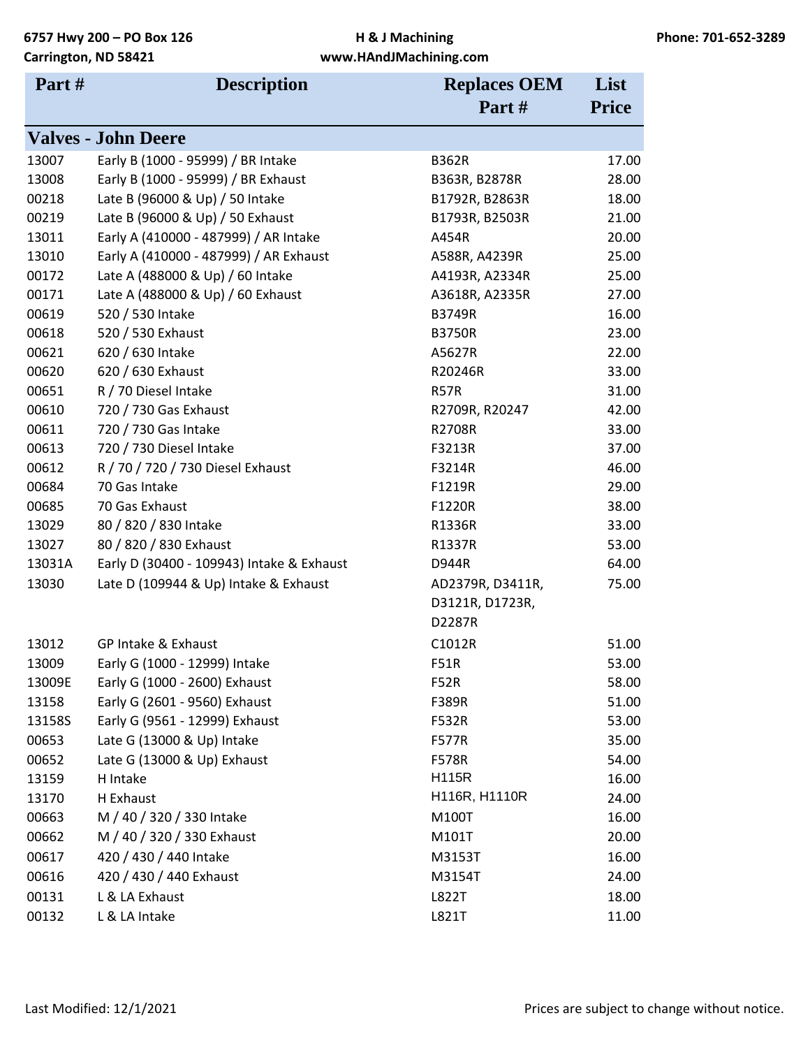6757 Hwy 200 – PO Box 126
Carrington, ND 58421

H & J Machining
www.HAndJMachining.com

Phone: 701-652-3289

| Part # | Description | Replaces OEM Part # | List Price |
|---|---|---|---|
| **Valves - John Deere** | | | |
| 13007 | Early B (1000 - 95999) / BR Intake | B362R | 17.00 |
| 13008 | Early B (1000 - 95999) / BR Exhaust | B363R, B2878R | 28.00 |
| 00218 | Late B (96000 & Up) / 50 Intake | B1792R, B2863R | 18.00 |
| 00219 | Late B (96000 & Up) / 50 Exhaust | B1793R, B2503R | 21.00 |
| 13011 | Early A (410000 - 487999) / AR Intake | A454R | 20.00 |
| 13010 | Early A (410000 - 487999) / AR Exhaust | A588R, A4239R | 25.00 |
| 00172 | Late A (488000 & Up) / 60 Intake | A4193R, A2334R | 25.00 |
| 00171 | Late A (488000 & Up) / 60 Exhaust | A3618R, A2335R | 27.00 |
| 00619 | 520 / 530 Intake | B3749R | 16.00 |
| 00618 | 520 / 530 Exhaust | B3750R | 23.00 |
| 00621 | 620 / 630 Intake | A5627R | 22.00 |
| 00620 | 620 / 630 Exhaust | R20246R | 33.00 |
| 00651 | R / 70 Diesel Intake | R57R | 31.00 |
| 00610 | 720 / 730 Gas Exhaust | R2709R, R20247 | 42.00 |
| 00611 | 720 / 730 Gas Intake | R2708R | 33.00 |
| 00613 | 720 / 730 Diesel Intake | F3213R | 37.00 |
| 00612 | R / 70 / 720 / 730 Diesel Exhaust | F3214R | 46.00 |
| 00684 | 70 Gas Intake | F1219R | 29.00 |
| 00685 | 70 Gas Exhaust | F1220R | 38.00 |
| 13029 | 80 / 820 / 830 Intake | R1336R | 33.00 |
| 13027 | 80 / 820 / 830 Exhaust | R1337R | 53.00 |
| 13031A | Early D (30400 - 109943) Intake & Exhaust | D944R | 64.00 |
| 13030 | Late D (109944 & Up) Intake & Exhaust | AD2379R, D3411R, D3121R, D1723R, D2287R | 75.00 |
| 13012 | GP Intake & Exhaust | C1012R | 51.00 |
| 13009 | Early G (1000 - 12999) Intake | F51R | 53.00 |
| 13009E | Early G (1000 - 2600) Exhaust | F52R | 58.00 |
| 13158 | Early G (2601 - 9560) Exhaust | F389R | 51.00 |
| 13158S | Early G (9561 - 12999) Exhaust | F532R | 53.00 |
| 00653 | Late G (13000 & Up) Intake | F577R | 35.00 |
| 00652 | Late G (13000 & Up) Exhaust | F578R | 54.00 |
| 13159 | H Intake | H115R | 16.00 |
| 13170 | H Exhaust | H116R, H1110R | 24.00 |
| 00663 | M / 40 / 320 / 330 Intake | M100T | 16.00 |
| 00662 | M / 40 / 320 / 330 Exhaust | M101T | 20.00 |
| 00617 | 420 / 430 / 440 Intake | M3153T | 16.00 |
| 00616 | 420 / 430 / 440 Exhaust | M3154T | 24.00 |
| 00131 | L & LA Exhaust | L822T | 18.00 |
| 00132 | L & LA Intake | L821T | 11.00 |

Last Modified: 12/1/2021

Prices are subject to change without notice.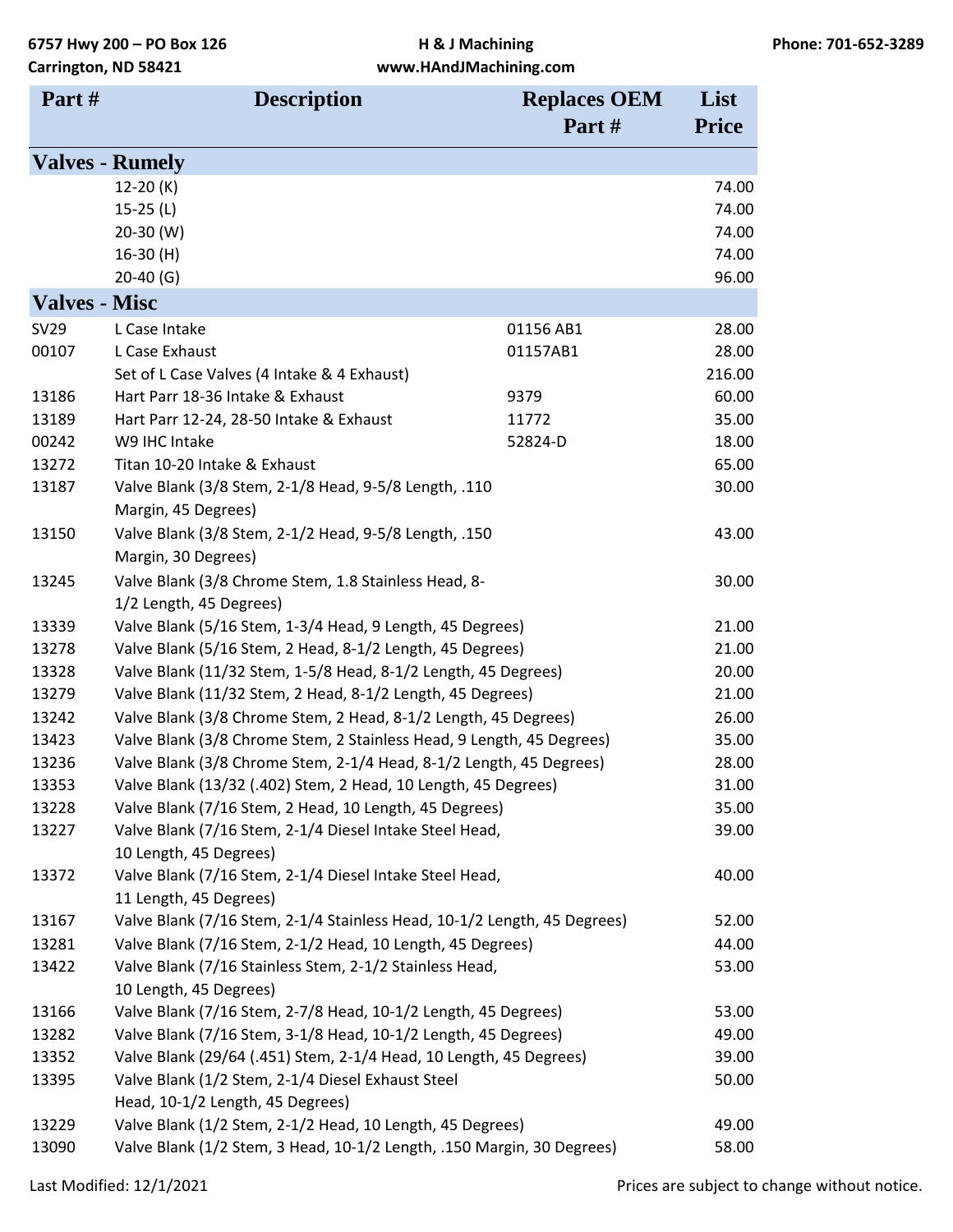| Part # | Description | Replaces OEM Part # | List Price |
|---|---|---|---|
| **Valves - Rumely** | | | |
| | 12-20 (K) | | 74.00 |
| | 15-25 (L) | | 74.00 |
| | 20-30 (W) | | 74.00 |
| | 16-30 (H) | | 74.00 |
| | 20-40 (G) | | 96.00 |
| **Valves - Misc** | | | |
| SV29 | L Case Intake | 01156 AB1 | 28.00 |
| 00107 | L Case Exhaust | 01157AB1 | 28.00 |
| | Set of L Case Valves (4 Intake & 4 Exhaust) | | 216.00 |
| 13186 | Hart Parr 18-36 Intake & Exhaust | 9379 | 60.00 |
| 13189 | Hart Parr 12-24, 28-50 Intake & Exhaust | 11772 | 35.00 |
| 00242 | W9 IHC Intake | 52824-D | 18.00 |
| 13272 | Titan 10-20 Intake & Exhaust | | 65.00 |
| 13187 | Valve Blank (3/8 Stem, 2-1/8 Head, 9-5/8 Length, .110 Margin, 45 Degrees) | | 30.00 |
| 13150 | Valve Blank (3/8 Stem, 2-1/2 Head, 9-5/8 Length, .150 Margin, 30 Degrees) | | 43.00 |
| 13245 | Valve Blank (3/8 Chrome Stem, 1.8 Stainless Head, 8-1/2 Length, 45 Degrees) | | 30.00 |
| 13339 | Valve Blank (5/16 Stem, 1-3/4 Head, 9 Length, 45 Degrees) | | 21.00 |
| 13278 | Valve Blank (5/16 Stem, 2 Head, 8-1/2 Length, 45 Degrees) | | 21.00 |
| 13328 | Valve Blank (11/32 Stem, 1-5/8 Head, 8-1/2 Length, 45 Degrees) | | 20.00 |
| 13279 | Valve Blank (11/32 Stem, 2 Head, 8-1/2 Length, 45 Degrees) | | 21.00 |
| 13242 | Valve Blank (3/8 Chrome Stem, 2 Head, 8-1/2 Length, 45 Degrees) | | 26.00 |
| 13423 | Valve Blank (3/8 Chrome Stem, 2 Stainless Head, 9 Length, 45 Degrees) | | 35.00 |
| 13236 | Valve Blank (3/8 Chrome Stem, 2-1/4 Head, 8-1/2 Length, 45 Degrees) | | 28.00 |
| 13353 | Valve Blank (13/32 (.402) Stem, 2 Head, 10 Length, 45 Degrees) | | 31.00 |
| 13228 | Valve Blank (7/16 Stem, 2 Head, 10 Length, 45 Degrees) | | 35.00 |
| 13227 | Valve Blank (7/16 Stem, 2-1/4 Diesel Intake Steel Head, 10 Length, 45 Degrees) | | 39.00 |
| 13372 | Valve Blank (7/16 Stem, 2-1/4 Diesel Intake Steel Head, 11 Length, 45 Degrees) | | 40.00 |
| 13167 | Valve Blank (7/16 Stem, 2-1/4 Stainless Head, 10-1/2 Length, 45 Degrees) | | 52.00 |
| 13281 | Valve Blank (7/16 Stem, 2-1/2 Head, 10 Length, 45 Degrees) | | 44.00 |
| 13422 | Valve Blank (7/16 Stainless Stem, 2-1/2 Stainless Head, 10 Length, 45 Degrees) | | 53.00 |
| 13166 | Valve Blank (7/16 Stem, 2-7/8 Head, 10-1/2 Length, 45 Degrees) | | 53.00 |
| 13282 | Valve Blank (7/16 Stem, 3-1/8 Head, 10-1/2 Length, 45 Degrees) | | 49.00 |
| 13352 | Valve Blank (29/64 (.451) Stem, 2-1/4 Head, 10 Length, 45 Degrees) | | 39.00 |
| 13395 | Valve Blank (1/2 Stem, 2-1/4 Diesel Exhaust Steel Head, 10-1/2 Length, 45 Degrees) | | 50.00 |
| 13229 | Valve Blank (1/2 Stem, 2-1/2 Head, 10 Length, 45 Degrees) | | 49.00 |
| 13090 | Valve Blank (1/2 Stem, 3 Head, 10-1/2 Length, .150 Margin, 30 Degrees) | | 58.00 |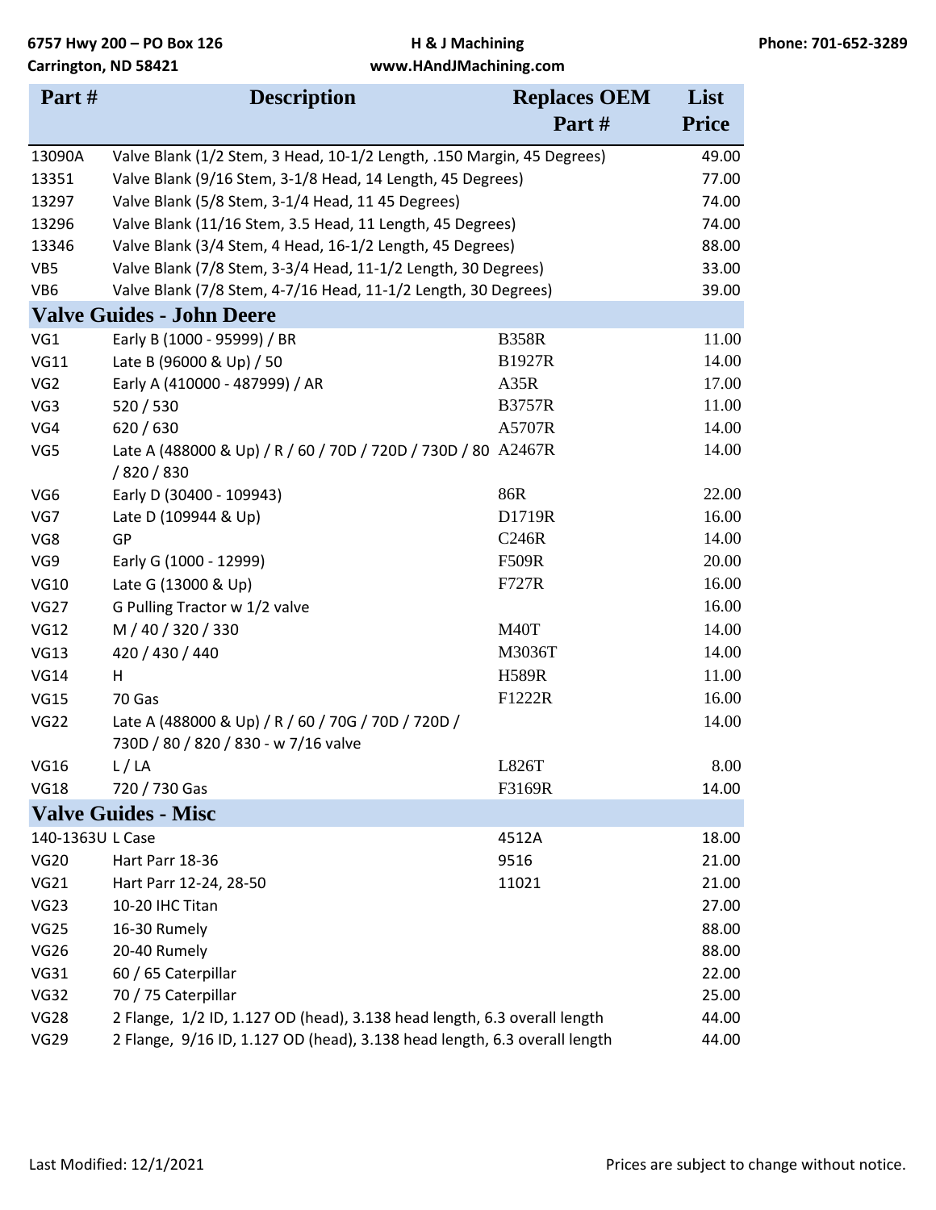| Part # | Description | Replaces OEM Part # | List Price |
|---|---|---|---|
| 13090A | Valve Blank (1/2 Stem, 3 Head, 10-1/2 Length, .150 Margin, 45 Degrees) | | 49.00 |
| 13351 | Valve Blank (9/16 Stem, 3-1/8 Head, 14 Length, 45 Degrees) | | 77.00 |
| 13297 | Valve Blank (5/8 Stem, 3-1/4 Head, 11 45 Degrees) | | 74.00 |
| 13296 | Valve Blank (11/16 Stem, 3.5 Head, 11 Length, 45 Degrees) | | 74.00 |
| 13346 | Valve Blank (3/4 Stem, 4 Head, 16-1/2 Length, 45 Degrees) | | 88.00 |
| VB5 | Valve Blank (7/8 Stem, 3-3/4 Head, 11-1/2 Length, 30 Degrees) | | 33.00 |
| VB6 | Valve Blank (7/8 Stem, 4-7/16 Head, 11-1/2 Length, 30 Degrees) | | 39.00 |
| **Valve Guides - John Deere** | | | |
| VG1 | Early B (1000 - 95999) / BR | B358R | 11.00 |
| VG11 | Late B (96000 & Up) / 50 | B1927R | 14.00 |
| VG2 | Early A (410000 - 487999) / AR | A35R | 17.00 |
| VG3 | 520 / 530 | B3757R | 11.00 |
| VG4 | 620 / 630 | A5707R | 14.00 |
| VG5 | Late A (488000 & Up) / R / 60 / 70D / 720D / 730D / 80 / 820 / 830 | A2467R | 14.00 |
| VG6 | Early D (30400 - 109943) | 86R | 22.00 |
| VG7 | Late D (109944 & Up) | D1719R | 16.00 |
| VG8 | GP | C246R | 14.00 |
| VG9 | Early G (1000 - 12999) | F509R | 20.00 |
| VG10 | Late G (13000 & Up) | F727R | 16.00 |
| VG27 | G Pulling Tractor w 1/2 valve | | 16.00 |
| VG12 | M / 40 / 320 / 330 | M40T | 14.00 |
| VG13 | 420 / 430 / 440 | M3036T | 14.00 |
| VG14 | H | H589R | 11.00 |
| VG15 | 70 Gas | F1222R | 16.00 |
| VG22 | Late A (488000 & Up) / R / 60 / 70G / 70D / 720D / 730D / 80 / 820 / 830 - w 7/16 valve | | 14.00 |
| VG16 | L / LA | L826T | 8.00 |
| VG18 | 720 / 730 Gas | F3169R | 14.00 |
| **Valve Guides - Misc** | | | |
| 140-1363U | L Case | 4512A | 18.00 |
| VG20 | Hart Parr 18-36 | 9516 | 21.00 |
| VG21 | Hart Parr 12-24, 28-50 | 11021 | 21.00 |
| VG23 | 10-20 IHC Titan | | 27.00 |
| VG25 | 16-30 Rumely | | 88.00 |
| VG26 | 20-40 Rumely | | 88.00 |
| VG31 | 60 / 65 Caterpillar | | 22.00 |
| VG32 | 70 / 75 Caterpillar | | 25.00 |
| VG28 | 2 Flange, 1/2 ID, 1.127 OD (head), 3.138 head length, 6.3 overall length | | 44.00 |
| VG29 | 2 Flange, 9/16 ID, 1.127 OD (head), 3.138 head length, 6.3 overall length | | 44.00 |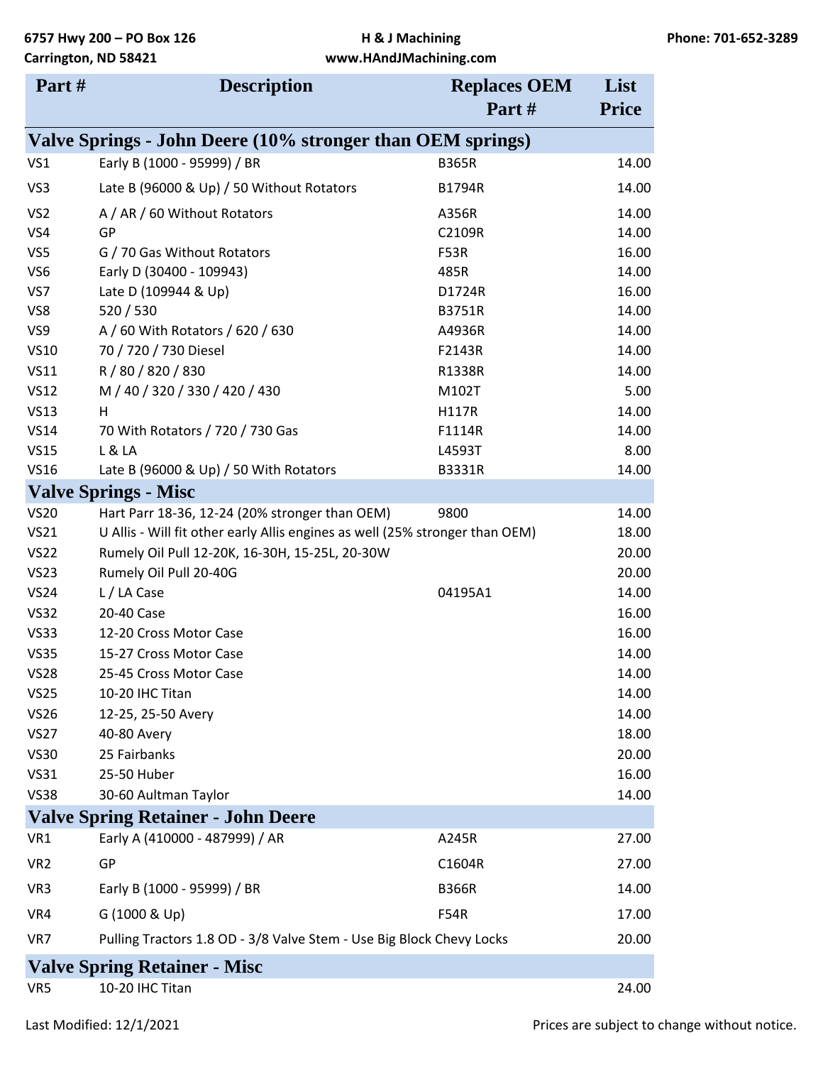6757 Hwy 200 – PO Box 126
Carrington, ND 58421

H & J Machining
www.HAndJMachining.com

Phone: 701-652-3289

| Part # | Description | Replaces OEM Part # | List Price |
|---|---|---|---|
| **Valve Springs - John Deere (10% stronger than OEM springs)** | | | |
| VS1 | Early B (1000 - 95999) / BR | B365R | 14.00 |
| VS3 | Late B (96000 & Up) / 50 Without Rotators | B1794R | 14.00 |
| VS2 | A / AR / 60 Without Rotators | A356R | 14.00 |
| VS4 | GP | C2109R | 14.00 |
| VS5 | G / 70 Gas Without Rotators | F53R | 16.00 |
| VS6 | Early D (30400 - 109943) | 485R | 14.00 |
| VS7 | Late D (109944 & Up) | D1724R | 16.00 |
| VS8 | 520 / 530 | B3751R | 14.00 |
| VS9 | A / 60 With Rotators / 620 / 630 | A4936R | 14.00 |
| VS10 | 70 / 720 / 730 Diesel | F2143R | 14.00 |
| VS11 | R / 80 / 820 / 830 | R1338R | 14.00 |
| VS12 | M / 40 / 320 / 330 / 420 / 430 | M102T | 5.00 |
| VS13 | H | H117R | 14.00 |
| VS14 | 70 With Rotators / 720 / 730 Gas | F1114R | 14.00 |
| VS15 | L & LA | L4593T | 8.00 |
| VS16 | Late B (96000 & Up) / 50 With Rotators | B3331R | 14.00 |
| **Valve Springs - Misc** | | | |
| VS20 | Hart Parr 18-36, 12-24 (20% stronger than OEM) | 9800 | 14.00 |
| VS21 | U Allis - Will fit other early Allis engines as well (25% stronger than OEM) | | 18.00 |
| VS22 | Rumely Oil Pull 12-20K, 16-30H, 15-25L, 20-30W | | 20.00 |
| VS23 | Rumely Oil Pull 20-40G | | 20.00 |
| VS24 | L / LA Case | 04195A1 | 14.00 |
| VS32 | 20-40 Case | | 16.00 |
| VS33 | 12-20 Cross Motor Case | | 16.00 |
| VS35 | 15-27 Cross Motor Case | | 14.00 |
| VS28 | 25-45 Cross Motor Case | | 14.00 |
| VS25 | 10-20 IHC Titan | | 14.00 |
| VS26 | 12-25, 25-50 Avery | | 14.00 |
| VS27 | 40-80 Avery | | 18.00 |
| VS30 | 25 Fairbanks | | 20.00 |
| VS31 | 25-50 Huber | | 16.00 |
| VS38 | 30-60 Aultman Taylor | | 14.00 |
| **Valve Spring Retainer - John Deere** | | | |
| VR1 | Early A (410000 - 487999) / AR | A245R | 27.00 |
| VR2 | GP | C1604R | 27.00 |
| VR3 | Early B (1000 - 95999) / BR | B366R | 14.00 |
| VR4 | G (1000 & Up) | F54R | 17.00 |
| VR7 | Pulling Tractors 1.8 OD - 3/8 Valve Stem - Use Big Block Chevy Locks | | 20.00 |
| **Valve Spring Retainer - Misc** | | | |
| VR5 | 10-20 IHC Titan | | 24.00 |

Last Modified: 12/1/2021

Prices are subject to change without notice.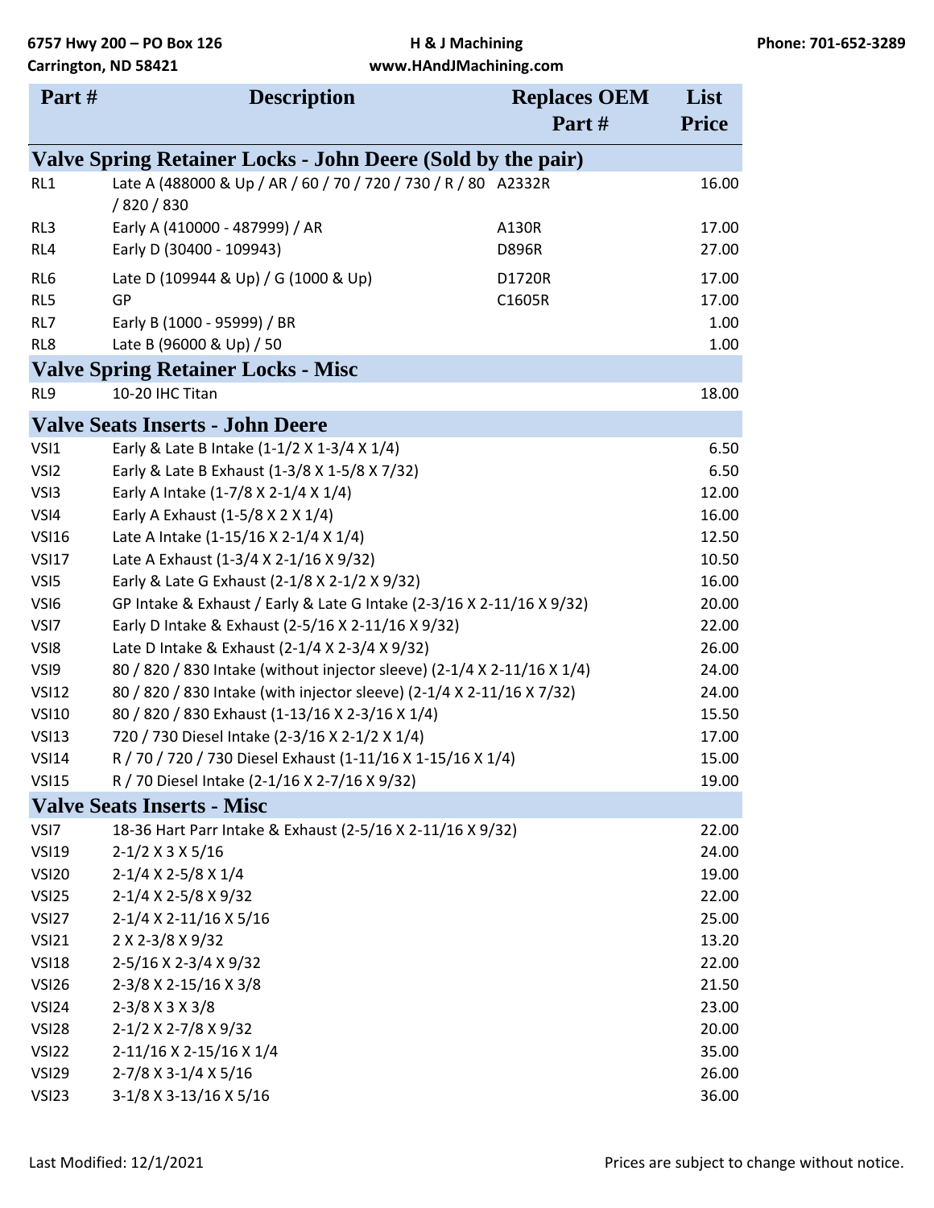| Part # | Description | Replaces OEM Part # | List Price |
|---|---|---|---|
| **Valve Spring Retainer Locks - John Deere (Sold by the pair)** | | | |
| RL1 | Late A (488000 & Up / AR / 60 / 70 / 720 / 730 / R / 80 / 820 / 830 | A2332R | 16.00 |
| RL3 | Early A (410000 - 487999) / AR | A130R | 17.00 |
| RL4 | Early D (30400 - 109943) | D896R | 27.00 |
| RL6 | Late D (109944 & Up) / G (1000 & Up) | D1720R | 17.00 |
| RL5 | GP | C1605R | 17.00 |
| RL7 | Early B (1000 - 95999) / BR | | 1.00 |
| RL8 | Late B (96000 & Up) / 50 | | 1.00 |
| **Valve Spring Retainer Locks - Misc** | | | |
| RL9 | 10-20 IHC Titan | | 18.00 |
| **Valve Seats Inserts - John Deere** | | | |
| VSI1 | Early & Late B Intake (1-1/2 X 1-3/4 X 1/4) | | 6.50 |
| VSI2 | Early & Late B Exhaust (1-3/8 X 1-5/8 X 7/32) | | 6.50 |
| VSI3 | Early A Intake (1-7/8 X 2-1/4 X 1/4) | | 12.00 |
| VSI4 | Early A Exhaust (1-5/8 X 2 X 1/4) | | 16.00 |
| VSI16 | Late A Intake (1-15/16 X 2-1/4 X 1/4) | | 12.50 |
| VSI17 | Late A Exhaust (1-3/4 X 2-1/16 X 9/32) | | 10.50 |
| VSI5 | Early & Late G Exhaust (2-1/8 X 2-1/2 X 9/32) | | 16.00 |
| VSI6 | GP Intake & Exhaust / Early & Late G Intake (2-3/16 X 2-11/16 X 9/32) | | 20.00 |
| VSI7 | Early D Intake & Exhaust (2-5/16 X 2-11/16 X 9/32) | | 22.00 |
| VSI8 | Late D Intake & Exhaust (2-1/4 X 2-3/4 X 9/32) | | 26.00 |
| VSI9 | 80 / 820 / 830 Intake (without injector sleeve) (2-1/4 X 2-11/16 X 1/4) | | 24.00 |
| VSI12 | 80 / 820 / 830 Intake (with injector sleeve) (2-1/4 X 2-11/16 X 7/32) | | 24.00 |
| VSI10 | 80 / 820 / 830 Exhaust (1-13/16 X 2-3/16 X 1/4) | | 15.50 |
| VSI13 | 720 / 730 Diesel Intake (2-3/16 X 2-1/2 X 1/4) | | 17.00 |
| VSI14 | R / 70 / 720 / 730 Diesel Exhaust (1-11/16 X 1-15/16 X 1/4) | | 15.00 |
| VSI15 | R / 70 Diesel Intake (2-1/16 X 2-7/16 X 9/32) | | 19.00 |
| **Valve Seats Inserts - Misc** | | | |
| VSI7 | 18-36 Hart Parr Intake & Exhaust (2-5/16 X 2-11/16 X 9/32) | | 22.00 |
| VSI19 | 2-1/2 X 3 X 5/16 | | 24.00 |
| VSI20 | 2-1/4 X 2-5/8 X 1/4 | | 19.00 |
| VSI25 | 2-1/4 X 2-5/8 X 9/32 | | 22.00 |
| VSI27 | 2-1/4 X 2-11/16 X 5/16 | | 25.00 |
| VSI21 | 2 X 2-3/8 X 9/32 | | 13.20 |
| VSI18 | 2-5/16 X 2-3/4 X 9/32 | | 22.00 |
| VSI26 | 2-3/8 X 2-15/16 X 3/8 | | 21.50 |
| VSI24 | 2-3/8 X 3 X 3/8 | | 23.00 |
| VSI28 | 2-1/2 X 2-7/8 X 9/32 | | 20.00 |
| VSI22 | 2-11/16 X 2-15/16 X 1/4 | | 35.00 |
| VSI29 | 2-7/8 X 3-1/4 X 5/16 | | 26.00 |
| VSI23 | 3-1/8 X 3-13/16 X 5/16 | | 36.00 |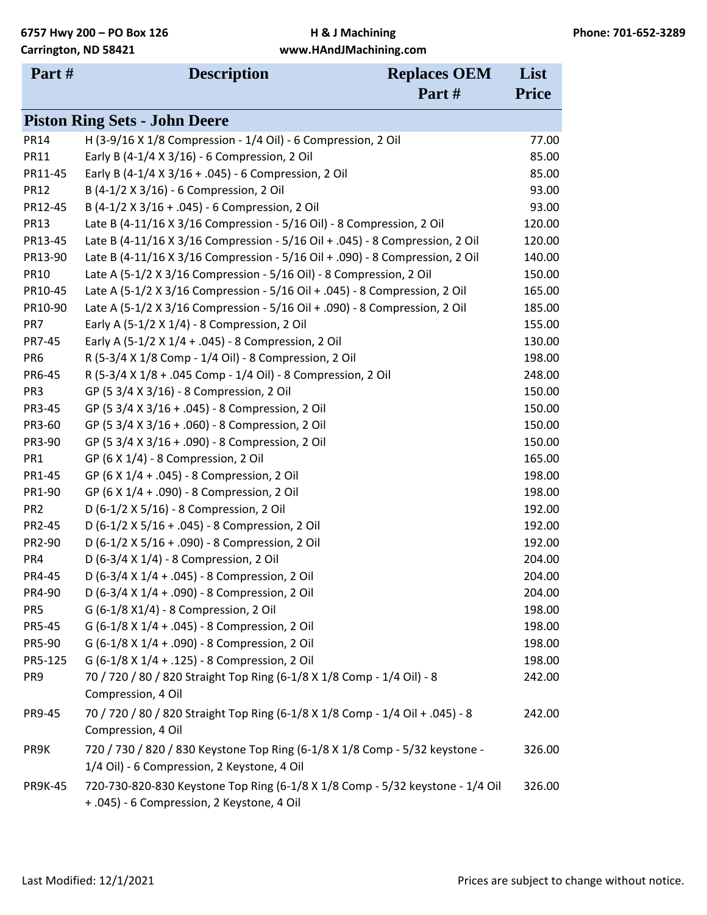| Part # | Description | Replaces OEM Part # | List Price |
|---|---|---|---|
| **Piston Ring Sets - John Deere** | | | |
| PR14 | H (3-9/16 X 1/8 Compression - 1/4 Oil) - 6 Compression, 2 Oil | | 77.00 |
| PR11 | Early B (4-1/4 X 3/16) - 6 Compression, 2 Oil | | 85.00 |
| PR11-45 | Early B (4-1/4 X 3/16 + .045) - 6 Compression, 2 Oil | | 85.00 |
| PR12 | B (4-1/2 X 3/16) - 6 Compression, 2 Oil | | 93.00 |
| PR12-45 | B (4-1/2 X 3/16 + .045) - 6 Compression, 2 Oil | | 93.00 |
| PR13 | Late B (4-11/16 X 3/16 Compression - 5/16 Oil) - 8 Compression, 2 Oil | | 120.00 |
| PR13-45 | Late B (4-11/16 X 3/16 Compression - 5/16 Oil + .045) - 8 Compression, 2 Oil | | 120.00 |
| PR13-90 | Late B (4-11/16 X 3/16 Compression - 5/16 Oil + .090) - 8 Compression, 2 Oil | | 140.00 |
| PR10 | Late A (5-1/2 X 3/16 Compression - 5/16 Oil) - 8 Compression, 2 Oil | | 150.00 |
| PR10-45 | Late A (5-1/2 X 3/16 Compression - 5/16 Oil + .045) - 8 Compression, 2 Oil | | 165.00 |
| PR10-90 | Late A (5-1/2 X 3/16 Compression - 5/16 Oil + .090) - 8 Compression, 2 Oil | | 185.00 |
| PR7 | Early A (5-1/2 X 1/4) - 8 Compression, 2 Oil | | 155.00 |
| PR7-45 | Early A (5-1/2 X 1/4 + .045) - 8 Compression, 2 Oil | | 130.00 |
| PR6 | R (5-3/4 X 1/8 Comp - 1/4 Oil) - 8 Compression, 2 Oil | | 198.00 |
| PR6-45 | R (5-3/4 X 1/8 + .045 Comp - 1/4 Oil) - 8 Compression, 2 Oil | | 248.00 |
| PR3 | GP (5 3/4 X 3/16) - 8 Compression, 2 Oil | | 150.00 |
| PR3-45 | GP (5 3/4 X 3/16 + .045) - 8 Compression, 2 Oil | | 150.00 |
| PR3-60 | GP (5 3/4 X 3/16 + .060) - 8 Compression, 2 Oil | | 150.00 |
| PR3-90 | GP (5 3/4 X 3/16 + .090) - 8 Compression, 2 Oil | | 150.00 |
| PR1 | GP (6 X 1/4) - 8 Compression, 2 Oil | | 165.00 |
| PR1-45 | GP (6 X 1/4 + .045) - 8 Compression, 2 Oil | | 198.00 |
| PR1-90 | GP (6 X 1/4 + .090) - 8 Compression, 2 Oil | | 198.00 |
| PR2 | D (6-1/2 X 5/16) - 8 Compression, 2 Oil | | 192.00 |
| PR2-45 | D (6-1/2 X 5/16 + .045) - 8 Compression, 2 Oil | | 192.00 |
| PR2-90 | D (6-1/2 X 5/16 + .090) - 8 Compression, 2 Oil | | 192.00 |
| PR4 | D (6-3/4 X 1/4) - 8 Compression, 2 Oil | | 204.00 |
| PR4-45 | D (6-3/4 X 1/4 + .045) - 8 Compression, 2 Oil | | 204.00 |
| PR4-90 | D (6-3/4 X 1/4 + .090) - 8 Compression, 2 Oil | | 204.00 |
| PR5 | G (6-1/8 X1/4) - 8 Compression, 2 Oil | | 198.00 |
| PR5-45 | G (6-1/8 X 1/4 + .045) - 8 Compression, 2 Oil | | 198.00 |
| PR5-90 | G (6-1/8 X 1/4 + .090) - 8 Compression, 2 Oil | | 198.00 |
| PR5-125 | G (6-1/8 X 1/4 + .125) - 8 Compression, 2 Oil | | 198.00 |
| PR9 | 70 / 720 / 80 / 820 Straight Top Ring (6-1/8 X 1/8 Comp - 1/4 Oil) - 8 Compression, 4 Oil | | 242.00 |
| PR9-45 | 70 / 720 / 80 / 820 Straight Top Ring (6-1/8 X 1/8 Comp - 1/4 Oil + .045) - 8 Compression, 4 Oil | | 242.00 |
| PR9K | 720 / 730 / 820 / 830 Keystone Top Ring (6-1/8 X 1/8 Comp - 5/32 keystone - 1/4 Oil) - 6 Compression, 2 Keystone, 4 Oil | | 326.00 |
| PR9K-45 | 720-730-820-830 Keystone Top Ring (6-1/8 X 1/8 Comp - 5/32 keystone - 1/4 Oil + .045) - 6 Compression, 2 Keystone, 4 Oil | | 326.00 |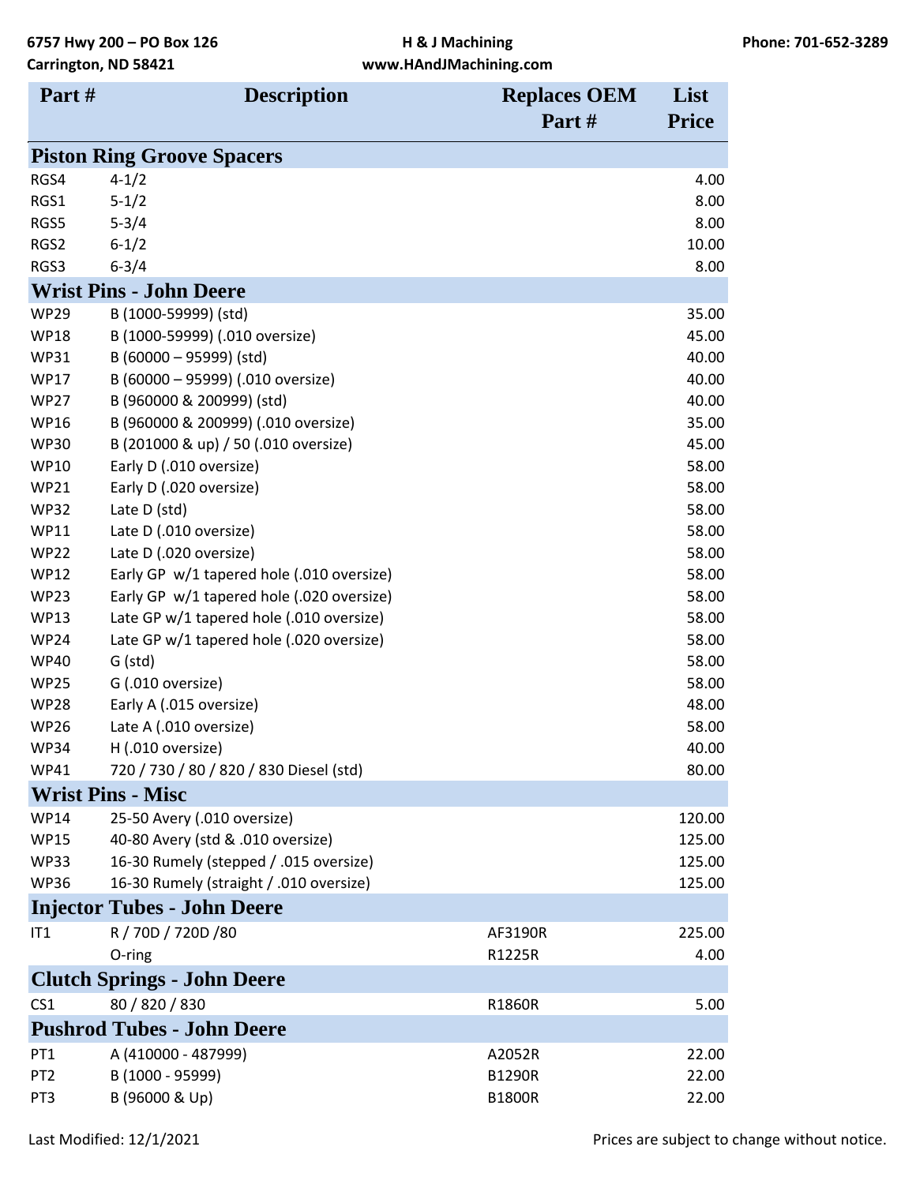| Part # | Description | Replaces OEM Part # | List Price |
|---|---|---|---|
| **Piston Ring Groove Spacers** | | | |
| RGS4 | 4-1/2 | | 4.00 |
| RGS1 | 5-1/2 | | 8.00 |
| RGS5 | 5-3/4 | | 8.00 |
| RGS2 | 6-1/2 | | 10.00 |
| RGS3 | 6-3/4 | | 8.00 |
| **Wrist Pins - John Deere** | | | |
| WP29 | B (1000-59999) (std) | | 35.00 |
| WP18 | B (1000-59999) (.010 oversize) | | 45.00 |
| WP31 | B (60000 – 95999) (std) | | 40.00 |
| WP17 | B (60000 – 95999) (.010 oversize) | | 40.00 |
| WP27 | B (960000 & 200999) (std) | | 40.00 |
| WP16 | B (960000 & 200999) (.010 oversize) | | 35.00 |
| WP30 | B (201000 & up) / 50 (.010 oversize) | | 45.00 |
| WP10 | Early D (.010 oversize) | | 58.00 |
| WP21 | Early D (.020 oversize) | | 58.00 |
| WP32 | Late D (std) | | 58.00 |
| WP11 | Late D (.010 oversize) | | 58.00 |
| WP22 | Late D (.020 oversize) | | 58.00 |
| WP12 | Early GP w/1 tapered hole (.010 oversize) | | 58.00 |
| WP23 | Early GP w/1 tapered hole (.020 oversize) | | 58.00 |
| WP13 | Late GP w/1 tapered hole (.010 oversize) | | 58.00 |
| WP24 | Late GP w/1 tapered hole (.020 oversize) | | 58.00 |
| WP40 | G (std) | | 58.00 |
| WP25 | G (.010 oversize) | | 58.00 |
| WP28 | Early A (.015 oversize) | | 48.00 |
| WP26 | Late A (.010 oversize) | | 58.00 |
| WP34 | H (.010 oversize) | | 40.00 |
| WP41 | 720 / 730 / 80 / 820 / 830 Diesel (std) | | 80.00 |
| **Wrist Pins - Misc** | | | |
| WP14 | 25-50 Avery (.010 oversize) | | 120.00 |
| WP15 | 40-80 Avery (std & .010 oversize) | | 125.00 |
| WP33 | 16-30 Rumely (stepped / .015 oversize) | | 125.00 |
| WP36 | 16-30 Rumely (straight / .010 oversize) | | 125.00 |
| **Injector Tubes - John Deere** | | | |
| IT1 | R / 70D / 720D /80 | AF3190R | 225.00 |
| | O-ring | R1225R | 4.00 |
| **Clutch Springs - John Deere** | | | |
| CS1 | 80 / 820 / 830 | R1860R | 5.00 |
| **Pushrod Tubes - John Deere** | | | |
| PT1 | A (410000 - 487999) | A2052R | 22.00 |
| PT2 | B (1000 - 95999) | B1290R | 22.00 |
| PT3 | B (96000 & Up) | B1800R | 22.00 |

Last Modified: 12/1/2021

Prices are subject to change without notice.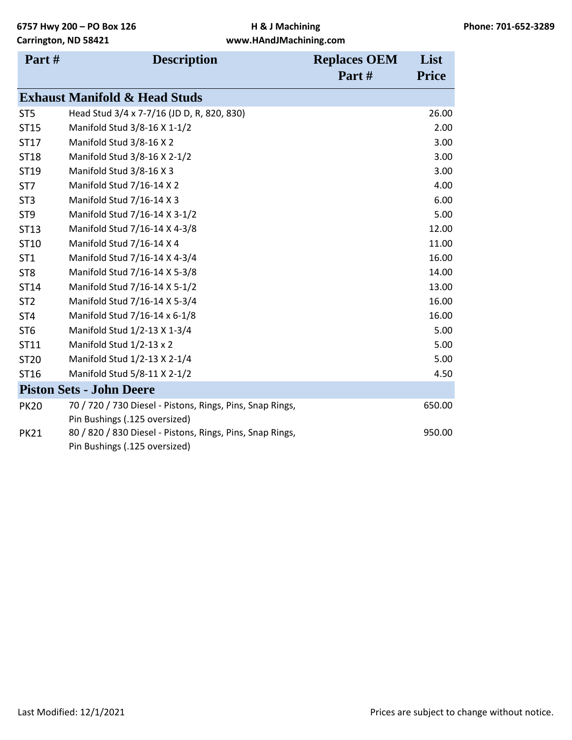| Part # | Description | Replaces OEM Part # | List Price |
|---|---|---|---|
| **Exhaust Manifold & Head Studs** | | | |
| ST5 | Head Stud 3/4 x 7-7/16 (JD D, R, 820, 830) | | 26.00 |
| ST15 | Manifold Stud 3/8-16 X 1-1/2 | | 2.00 |
| ST17 | Manifold Stud 3/8-16 X 2 | | 3.00 |
| ST18 | Manifold Stud 3/8-16 X 2-1/2 | | 3.00 |
| ST19 | Manifold Stud 3/8-16 X 3 | | 3.00 |
| ST7 | Manifold Stud 7/16-14 X 2 | | 4.00 |
| ST3 | Manifold Stud 7/16-14 X 3 | | 6.00 |
| ST9 | Manifold Stud 7/16-14 X 3-1/2 | | 5.00 |
| ST13 | Manifold Stud 7/16-14 X 4-3/8 | | 12.00 |
| ST10 | Manifold Stud 7/16-14 X 4 | | 11.00 |
| ST1 | Manifold Stud 7/16-14 X 4-3/4 | | 16.00 |
| ST8 | Manifold Stud 7/16-14 X 5-3/8 | | 14.00 |
| ST14 | Manifold Stud 7/16-14 X 5-1/2 | | 13.00 |
| ST2 | Manifold Stud 7/16-14 X 5-3/4 | | 16.00 |
| ST4 | Manifold Stud 7/16-14 x 6-1/8 | | 16.00 |
| ST6 | Manifold Stud 1/2-13 X 1-3/4 | | 5.00 |
| ST11 | Manifold Stud 1/2-13 x 2 | | 5.00 |
| ST20 | Manifold Stud 1/2-13 X 2-1/4 | | 5.00 |
| ST16 | Manifold Stud 5/8-11 X 2-1/2 | | 4.50 |
| **Piston Sets - John Deere** | | | |
| PK20 | 70 / 720 / 730 Diesel - Pistons, Rings, Pins, Snap Rings, Pin Bushings (.125 oversized) | | 650.00 |
| PK21 | 80 / 820 / 830 Diesel - Pistons, Rings, Pins, Snap Rings, Pin Bushings (.125 oversized) | | 950.00 |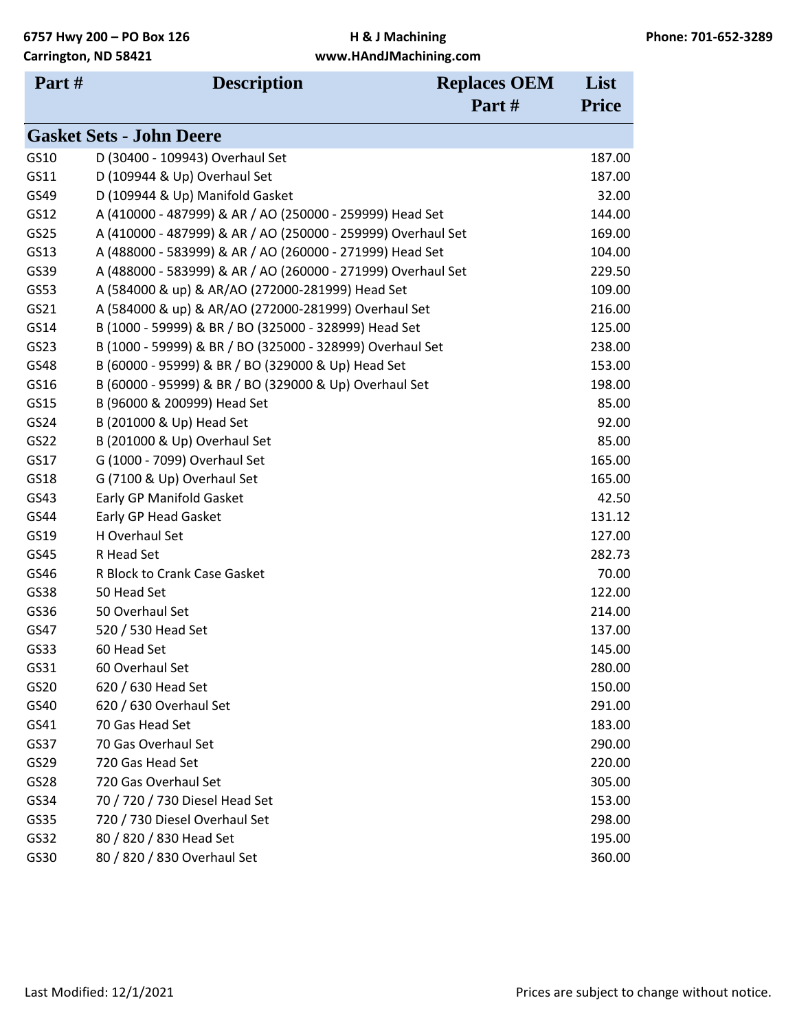| Part # | Description | Replaces OEM Part # | List Price |
|---|---|---|---|
| **Gasket Sets - John Deere** | | | |
| GS10 | D (30400 - 109943) Overhaul Set | | 187.00 |
| GS11 | D (109944 & Up) Overhaul Set | | 187.00 |
| GS49 | D (109944 & Up) Manifold Gasket | | 32.00 |
| GS12 | A (410000 - 487999) & AR / AO (250000 - 259999) Head Set | | 144.00 |
| GS25 | A (410000 - 487999) & AR / AO (250000 - 259999) Overhaul Set | | 169.00 |
| GS13 | A (488000 - 583999) & AR / AO (260000 - 271999) Head Set | | 104.00 |
| GS39 | A (488000 - 583999) & AR / AO (260000 - 271999) Overhaul Set | | 229.50 |
| GS53 | A (584000 & up) & AR/AO (272000-281999) Head Set | | 109.00 |
| GS21 | A (584000 & up) & AR/AO (272000-281999) Overhaul Set | | 216.00 |
| GS14 | B (1000 - 59999) & BR / BO (325000 - 328999) Head Set | | 125.00 |
| GS23 | B (1000 - 59999) & BR / BO (325000 - 328999) Overhaul Set | | 238.00 |
| GS48 | B (60000 - 95999) & BR / BO (329000 & Up) Head Set | | 153.00 |
| GS16 | B (60000 - 95999) & BR / BO (329000 & Up) Overhaul Set | | 198.00 |
| GS15 | B (96000 & 200999) Head Set | | 85.00 |
| GS24 | B (201000 & Up) Head Set | | 92.00 |
| GS22 | B (201000 & Up) Overhaul Set | | 85.00 |
| GS17 | G (1000 - 7099) Overhaul Set | | 165.00 |
| GS18 | G (7100 & Up) Overhaul Set | | 165.00 |
| GS43 | Early GP Manifold Gasket | | 42.50 |
| GS44 | Early GP Head Gasket | | 131.12 |
| GS19 | H Overhaul Set | | 127.00 |
| GS45 | R Head Set | | 282.73 |
| GS46 | R Block to Crank Case Gasket | | 70.00 |
| GS38 | 50 Head Set | | 122.00 |
| GS36 | 50 Overhaul Set | | 214.00 |
| GS47 | 520 / 530 Head Set | | 137.00 |
| GS33 | 60 Head Set | | 145.00 |
| GS31 | 60 Overhaul Set | | 280.00 |
| GS20 | 620 / 630 Head Set | | 150.00 |
| GS40 | 620 / 630 Overhaul Set | | 291.00 |
| GS41 | 70 Gas Head Set | | 183.00 |
| GS37 | 70 Gas Overhaul Set | | 290.00 |
| GS29 | 720 Gas Head Set | | 220.00 |
| GS28 | 720 Gas Overhaul Set | | 305.00 |
| GS34 | 70 / 720 / 730 Diesel Head Set | | 153.00 |
| GS35 | 720 / 730 Diesel Overhaul Set | | 298.00 |
| GS32 | 80 / 820 / 830 Head Set | | 195.00 |
| GS30 | 80 / 820 / 830 Overhaul Set | | 360.00 |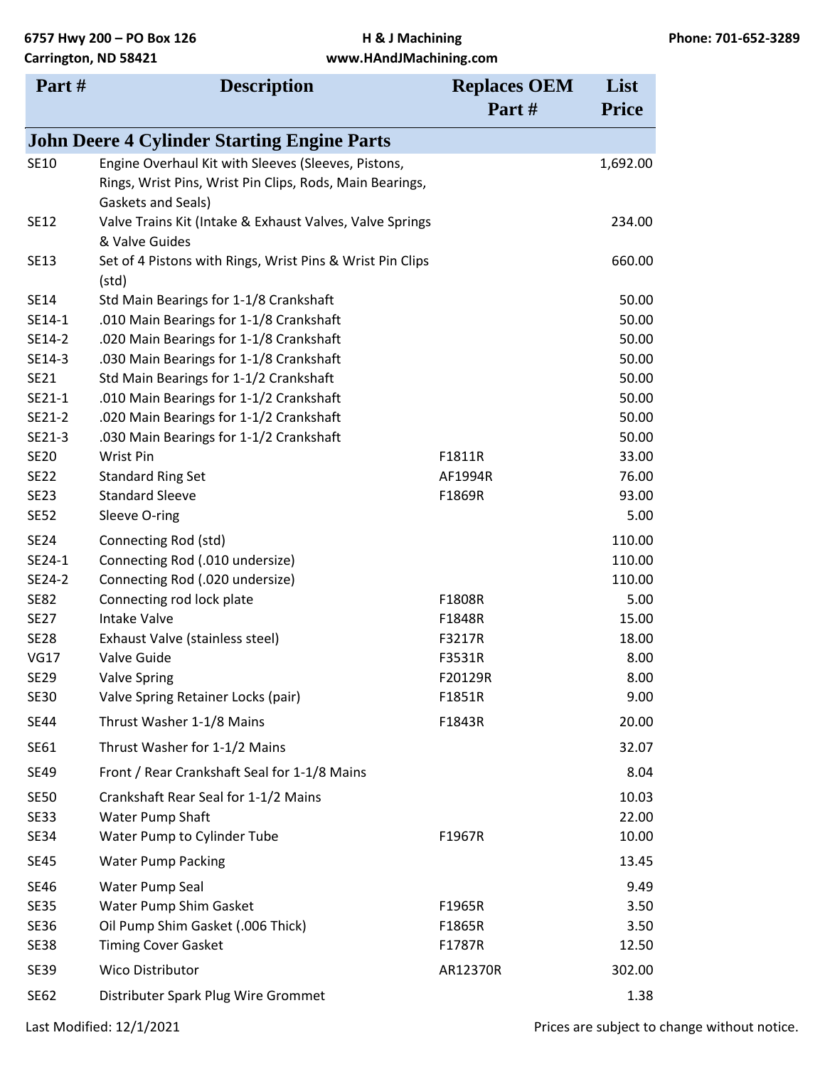6757 Hwy 200 – PO Box 126
Carrington, ND 58421

H & J Machining
www.HAndJMachining.com

Phone: 701-652-3289

| Part # | Description | Replaces OEM Part # | List Price |
|---|---|---|---|
| **John Deere 4 Cylinder Starting Engine Parts** | | | |
| SE10 | Engine Overhaul Kit with Sleeves (Sleeves, Pistons, Rings, Wrist Pins, Wrist Pin Clips, Rods, Main Bearings, Gaskets and Seals) | | 1,692.00 |
| SE12 | Valve Trains Kit (Intake & Exhaust Valves, Valve Springs & Valve Guides | | 234.00 |
| SE13 | Set of 4 Pistons with Rings, Wrist Pins & Wrist Pin Clips (std) | | 660.00 |
| SE14 | Std Main Bearings for 1-1/8 Crankshaft | | 50.00 |
| SE14-1 | .010 Main Bearings for 1-1/8 Crankshaft | | 50.00 |
| SE14-2 | .020 Main Bearings for 1-1/8 Crankshaft | | 50.00 |
| SE14-3 | .030 Main Bearings for 1-1/8 Crankshaft | | 50.00 |
| SE21 | Std Main Bearings for 1-1/2 Crankshaft | | 50.00 |
| SE21-1 | .010 Main Bearings for 1-1/2 Crankshaft | | 50.00 |
| SE21-2 | .020 Main Bearings for 1-1/2 Crankshaft | | 50.00 |
| SE21-3 | .030 Main Bearings for 1-1/2 Crankshaft | | 50.00 |
| SE20 | Wrist Pin | F1811R | 33.00 |
| SE22 | Standard Ring Set | AF1994R | 76.00 |
| SE23 | Standard Sleeve | F1869R | 93.00 |
| SE52 | Sleeve O-ring | | 5.00 |
| SE24 | Connecting Rod (std) | | 110.00 |
| SE24-1 | Connecting Rod (.010 undersize) | | 110.00 |
| SE24-2 | Connecting Rod (.020 undersize) | | 110.00 |
| SE82 | Connecting rod lock plate | F1808R | 5.00 |
| SE27 | Intake Valve | F1848R | 15.00 |
| SE28 | Exhaust Valve (stainless steel) | F3217R | 18.00 |
| VG17 | Valve Guide | F3531R | 8.00 |
| SE29 | Valve Spring | F20129R | 8.00 |
| SE30 | Valve Spring Retainer Locks (pair) | F1851R | 9.00 |
| SE44 | Thrust Washer 1-1/8 Mains | F1843R | 20.00 |
| SE61 | Thrust Washer for 1-1/2 Mains | | 32.07 |
| SE49 | Front / Rear Crankshaft Seal for 1-1/8 Mains | | 8.04 |
| SE50 | Crankshaft Rear Seal for 1-1/2 Mains | | 10.03 |
| SE33 | Water Pump Shaft | | 22.00 |
| SE34 | Water Pump to Cylinder Tube | F1967R | 10.00 |
| SE45 | Water Pump Packing | | 13.45 |
| SE46 | Water Pump Seal | | 9.49 |
| SE35 | Water Pump Shim Gasket | F1965R | 3.50 |
| SE36 | Oil Pump Shim Gasket (.006 Thick) | F1865R | 3.50 |
| SE38 | Timing Cover Gasket | F1787R | 12.50 |
| SE39 | Wico Distributor | AR12370R | 302.00 |
| SE62 | Distributer Spark Plug Wire Grommet | | 1.38 |

Last Modified: 12/1/2021

Prices are subject to change without notice.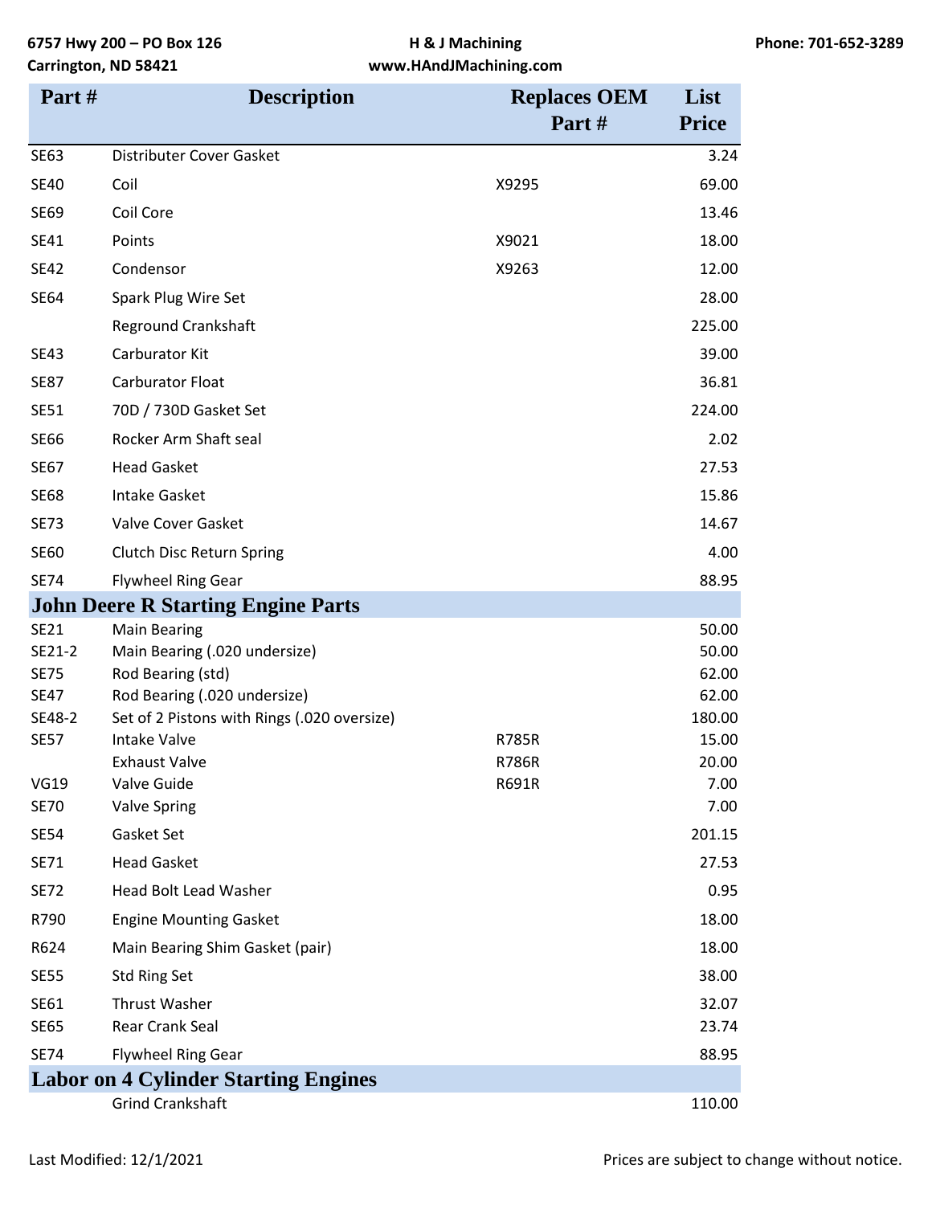| Part # | Description | Replaces OEM Part # | List Price |
|---|---|---|---|
| SE63 | Distributer Cover Gasket | | 3.24 |
| SE40 | Coil | X9295 | 69.00 |
| SE69 | Coil Core | | 13.46 |
| SE41 | Points | X9021 | 18.00 |
| SE42 | Condensor | X9263 | 12.00 |
| SE64 | Spark Plug Wire Set | | 28.00 |
| | Reground Crankshaft | | 225.00 |
| SE43 | Carburator Kit | | 39.00 |
| SE87 | Carburator Float | | 36.81 |
| SE51 | 70D / 730D Gasket Set | | 224.00 |
| SE66 | Rocker Arm Shaft seal | | 2.02 |
| SE67 | Head Gasket | | 27.53 |
| SE68 | Intake Gasket | | 15.86 |
| SE73 | Valve Cover Gasket | | 14.67 |
| SE60 | Clutch Disc Return Spring | | 4.00 |
| SE74 | Flywheel Ring Gear | | 88.95 |
| **John Deere R Starting Engine Parts** | | | |
| SE21 | Main Bearing | | 50.00 |
| SE21-2 | Main Bearing (.020 undersize) | | 50.00 |
| SE75 | Rod Bearing (std) | | 62.00 |
| SE47 | Rod Bearing (.020 undersize) | | 62.00 |
| SE48-2 | Set of 2 Pistons with Rings (.020 oversize) | | 180.00 |
| SE57 | Intake Valve | R785R | 15.00 |
| | Exhaust Valve | R786R | 20.00 |
| VG19 | Valve Guide | R691R | 7.00 |
| SE70 | Valve Spring | | 7.00 |
| SE54 | Gasket Set | | 201.15 |
| SE71 | Head Gasket | | 27.53 |
| SE72 | Head Bolt Lead Washer | | 0.95 |
| R790 | Engine Mounting Gasket | | 18.00 |
| R624 | Main Bearing Shim Gasket (pair) | | 18.00 |
| SE55 | Std Ring Set | | 38.00 |
| SE61 | Thrust Washer | | 32.07 |
| SE65 | Rear Crank Seal | | 23.74 |
| SE74 | Flywheel Ring Gear | | 88.95 |
| **Labor on 4 Cylinder Starting Engines** | | | |
| | Grind Crankshaft | | 110.00 |

Last Modified: 12/1/2021

Prices are subject to change without notice.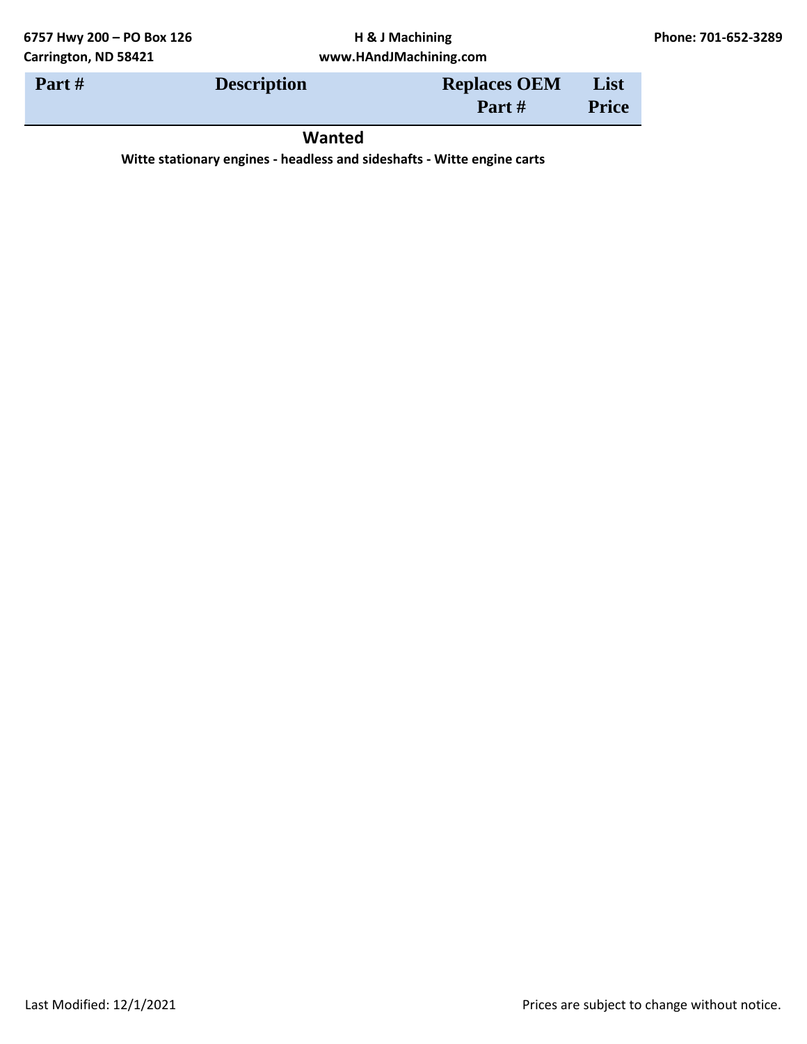| Part # | Description | Replaces OEM Part # | List Price |
|---|---|---|---|

## Wanted

**Witte stationary engines - headless and sideshafts - Witte engine carts**